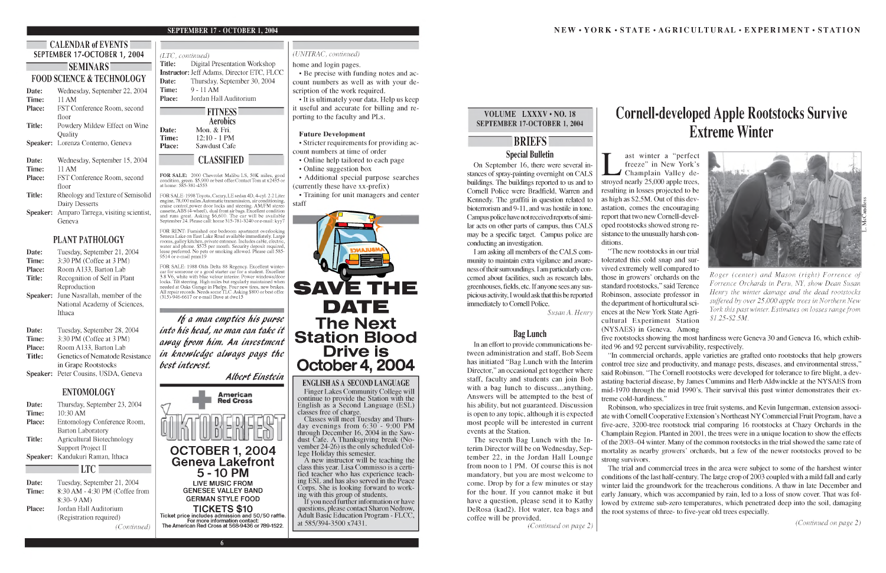# CALENDAR of EVENTS

## SEPTEMBER 17-OCTOBER 1, 2004

## SEMINARS

### FOOD SCIENCE & TECHNOLOGY

**Date:** Wednesday, September 22, 2004
**Time:** 11 AM
**Place:** FST Conference Room, second floor
**Title:** Powdery Mildew Effect on Wine Quality
**Speaker:** Lorenza Conterno, Geneva

**Date:** Wednesday, September 15, 2004
**Time:** 11 AM
**Place:** FST Conference Room, second floor
**Title:** Rheology and Texture of Semisolid Dairy Desserts
**Speaker:** Amparo Tarrega, visiting scientist, Geneva

### PLANT PATHOLOGY

**Date:** Tuesday, September 21, 2004
**Time:** 3:30 PM (Coffee at 3 PM)
**Place:** Room A133, Barton Lab
**Title:** Recognition of Self in Plant Reproduction
**Speaker:** June Nasrallah, member of the National Academy of Sciences, Ithaca

**Date:** Tuesday, September 28, 2004
**Time:** 3:30 PM (Coffee at 3 PM)
**Place:** Room A133, Barton Lab
**Title:** Genetics of Nematode Resistance in Grape Rootstocks
**Speaker:** Peter Cousins, USDA, Geneva

### ENTOMOLOGY

**Date:** Thursday, September 23, 2004
**Time:** 10:30 AM
**Place:** Entomology Conference Room, Barton Laboratory
**Title:** Agricultural Biotechnology Support Project II
**Speaker:** Kandukuri Raman, Ithaca

### LTC

**Date:** Tuesday, September 21, 2004
**Time:** 8:30 AM - 4:30 PM (Coffee from 8:30- 9 AM)
**Place:** Jordan Hall Auditorium (Registration required)

*(Continued)*

*(LTC, continued)*

**Title:** Digital Presentation Workshop
**Instructor:** Jeff Adams, Director ETC, FLCC
**Date:** Thursday, September 30, 2004
**Time:** 9 - 11 AM
**Place:** Jordan Hall Auditorium

## FITNESS

### Aerobics

**Date:** Mon. & Fri.
**Time:** 12:10 - 1 PM
**Place:** Sawdust Cafe

## CLASSIFIED

FOR SALE: 2000 Chevrolet Malibu LS, 50K miles, good condition, green. $5,900 or best offer. Contact Tom at x2435 or at home: 585-381-4553

FOR SALE: 1998 Toyota, Camry, LE sedan 4D, 4-cyl. 2.2 Liter engine, 78,000 miles. Automatic transmission, air conditioning, cruise control, power door locks and steering. AM/FM stereo cassette, ABS (4-wheel), dual front air bags. Excellent condition and runs great. Asking $6,600. The car will be available September 24. Please call: home 315-781-3240 or e-mail: kyy7

FOR RENT: Furnished one bedroom apartment overlooking Seneca Lake on East Lake Road available immediately. Large rooms, galley kitchen, private entrance. Includes cable, electric, water and phone. $575 per month. Security deposit required, lease preferred. No pets or smoking allowed. Please call 585-9514 or e-mail pmm19

FOR SALE: 1988 Olds Delta 88 Regency. Excellent winter-car for someone or a good starter car for a student. Excellent 3.8 V6, white with blue velour interior. Power windows/door locks. Tilt steering. High miles but regularly maintained when needed at Oaks Garage in Phelps. Four new tires, new brakes. All repair records. Needs some TLC. Asking $800 or best offer. (315)-946-6617 or e-mail Dave at dwc15

*If a man empties his purse into his head, no man can take it away from him. An investment in knowledge always pays the best interest.*

*Albert Einstein*

American Red Cross

OKTOBERFEST

**OCTOBER 1, 2004**
**Geneva Lakefront**
**5 - 10 PM**

LIVE MUSIC FROM GENESEE VALLEY BAND
GERMAN STYLE FOOD

**TICKETS $10**

Ticket price includes admission and 50/50 raffle.
For more information contact:
The American Red Cross at 568-9436 or 789-1522.

*(UNITRAC, continued)*

home and login pages.

- Be precise with funding notes and account numbers as well as with your description of the work required.
- It is ultimately your data. Help us keep it useful and accurate for billing and reporting to the faculty and PLs.

**Future Development**

- Stricter requirements for providing account numbers at time of order
- Online help tailored to each page
- Online suggestion box
- Additional special purpose searches (currently these have xx-prefix)
- Training for unit managers and center staff

**SAVE THE DATE**
**The Next Station Blood Drive is October 4, 2004**

### ENGLISH AS A SECOND LANGUAGE

Finger Lakes Community College will continue to provide the Station with the English as a Second Language (ESL) classes free of charge.

Classes will meet Tuesday and Thursday evenings from 6:30 - 9:00 PM through December 16, 2004 in the Sawdust Café. A Thanksgiving break (November 24-26) is the only scheduled College Holiday this semester.

A new instructor will be teaching the class this year. Lisa Commisso is a certified teacher who has experience teaching ESL and has also served in the Peace Corps. She is looking forward to working with this group of students.

If you need further information or have questions, please contact Sharon Nedrow, Adult Basic Education Program - FLCC, at 585/394-3500 x7431.

VOLUME LXXXV • NO. 18
SEPTEMBER 17-OCTOBER 1, 2004

## BRIEFS

### Special Bulletin

On September 16, there were several instances of spray-painting overnight on CALS buildings. The buildings reported to us and to Cornell Police were Bradfield, Warren and Kennedy. The graffiti in question related to bioterrorism and 9-11, and was hostile in tone. Campus police have not received reports of similar acts on other parts of campus, thus CALS may be a specific target. Campus police are conducting an investigation.

I am asking all members of the CALS community to maintain extra vigilance and awareness of their surroundings. I am particularly concerned about facilities, such as research labs, greenhouses, fields, etc. If anyone sees any suspicious activity, I would ask that this be reported immediately to Cornell Police.

*Susan A. Henry*

### Bag Lunch

In an effort to provide communications between administration and staff, Bob Seem has initiated "Bag Lunch with the Interim Director," an occasional get together where staff, faculty and students can join Bob with a bag lunch to discuss...anything. Answers will be attempted to the best of his ability, but not guaranteed. Discussion is open to any topic, although it is expected most people will be interested in current events at the Station.

The seventh Bag Lunch with the Interim Director will be on Wednesday, September 22, in the Jordan Hall Lounge from noon to 1 PM. Of course this is not mandatory, but you are most welcome to come. Drop by for a few minutes or stay for the hour. If you cannot make it but have a question, please send it to Kathy DeRosa (kad2). Hot water, tea bags and coffee will be provided.

*(Continued on page 2)*

# Cornell-developed Apple Rootstocks Survive Extreme Winter

Last winter a "perfect freeze" in New York's Champlain Valley destroyed nearly 25,000 apple trees, resulting in losses projected to be as high as $2.5M. Out of this devastation, comes the encouraging report that two new Cornell-developed rootstocks showed strong resistance to the unusually harsh conditions.

*Roger (center) and Mason (right) Forrence of Forrence Orchards in Peru, NY, show Dean Susan Henry the winter damage and the dead rootstocks suffered by over 25,000 apple trees in Northern New York this past winter. Estimates on losses range from $1.25-$2.5M.*

"The new rootstocks in our trial tolerated this cold snap and survived extremely well compared to those in growers' orchards on the standard rootstocks," said Terence Robinson, associate professor in the department of horticultural sciences at the New York State Agricultural Experiment Station (NYSAES) in Geneva. Among five rootstocks showing the most hardiness were Geneva 30 and Geneva 16, which exhibited 96 and 92 percent survivability, respectively.

"In commercial orchards, apple varieties are grafted onto rootstocks that help growers control tree size and productivity, and manage pests, diseases, and environmental stress," said Robinson. "The Cornell rootstocks were developed for tolerance to fire blight, a devastating bacterial disease, by James Cummins and Herb Aldwinckle at the NYSAES from mid-1970 through the mid 1990's. Their survival this past winter demonstrates their extreme cold-hardiness."

Robinson, who specializes in tree fruit systems, and Kevin Iungerman, extension associate with Cornell Cooperative Extension's Northeast NY Commercial Fruit Program, have a five-acre, 3200-tree rootstock trial comparing 16 rootstocks at Chazy Orchards in the Champlain Region. Planted in 2001, the trees were in a unique location to show the effects of the 2003–04 winter. Many of the common rootstocks in the trial showed the same rate of mortality as nearby growers' orchards, but a few of the newer rootstocks proved to be strong survivors.

The trial and commercial trees in the area were subject to some of the harshest winter conditions of the last half-century. The large crop of 2003 coupled with a mild fall and early winter laid the groundwork for the treacherous conditions. A thaw in late December and early January, which was accompanied by rain, led to a loss of snow cover. That was followed by extreme sub-zero temperatures, which penetrated deep into the soil, damaging the root systems of three- to five-year old trees especially.

*(Continued on page 2)*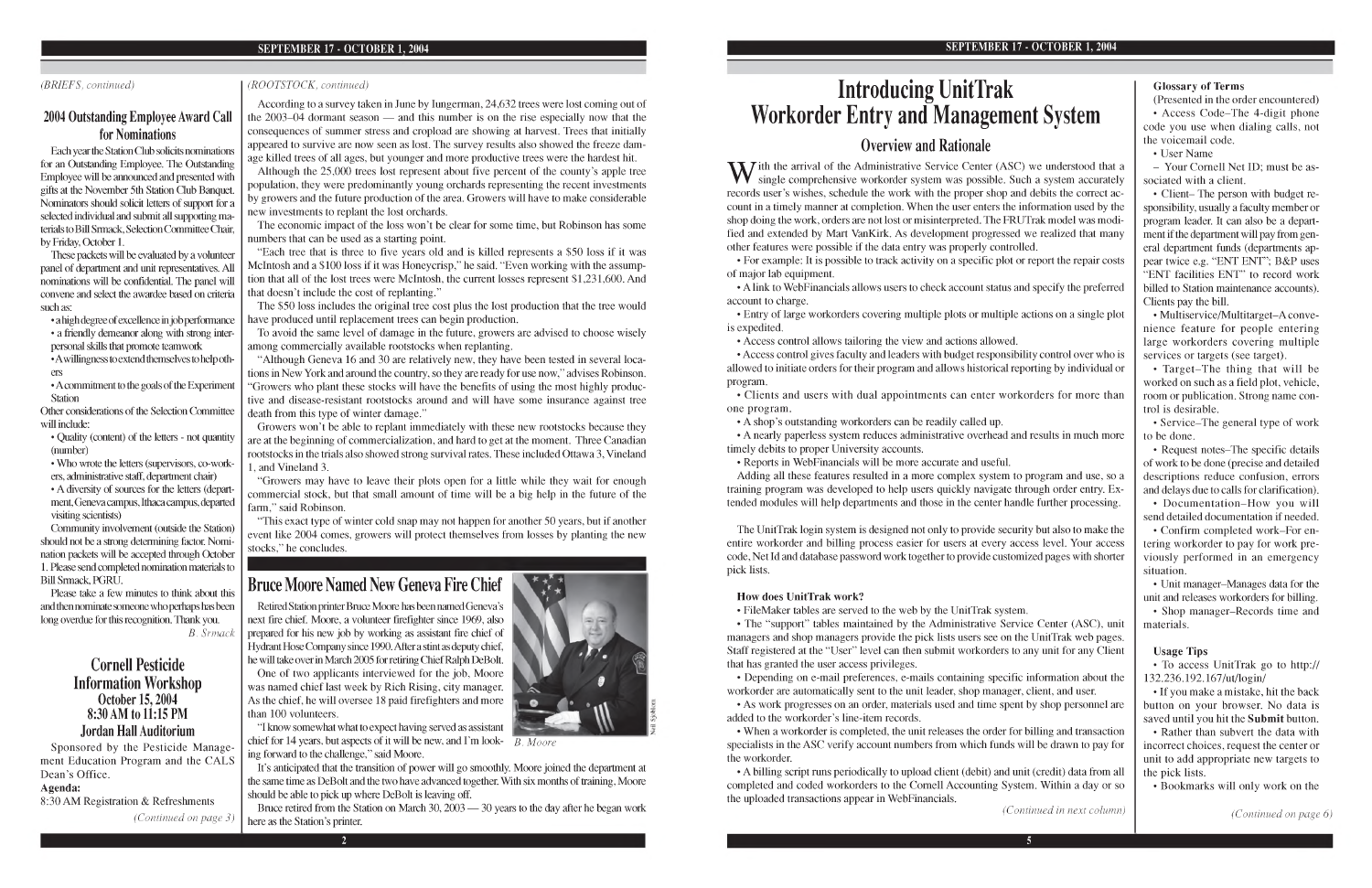*(BRIEFS, continued)*

## 2004 Outstanding Employee Award Call for Nominations

Each year the Station Club solicits nominations for an Outstanding Employee. The Outstanding Employee will be announced and presented with gifts at the November 5th Station Club Banquet. Nominators should solicit letters of support for a selected individual and submit all supporting materials to Bill Srmack, Selection Committee Chair, by Friday, October 1.

These packets will be evaluated by a volunteer panel of department and unit representatives. All nominations will be confidential. The panel will convene and select the awardee based on criteria such as:

- a high degree of excellence in job performance
- a friendly demeanor along with strong interpersonal skills that promote teamwork
- A willingness to extend themselves to help others
- A commitment to the goals of the Experiment Station

Other considerations of the Selection Committee will include:

- Quality (content) of the letters - not quantity (number)
- Who wrote the letters (supervisors, co-workers, administrative staff, department chair)
- A diversity of sources for the letters (department, Geneva campus, Ithaca campus, departed visiting scientists)

Community involvement (outside the Station) should not be a strong determining factor. Nomination packets will be accepted through October 1. Please send completed nomination materials to Bill Srmack, PGRU.

Please take a few minutes to think about this and then nominate someone who perhaps has been long overdue for this recognition. Thank you.

*B. Srmack*

## Cornell Pesticide Information Workshop

**October 15, 2004**
**8:30 AM to 11:15 PM**
**Jordan Hall Auditorium**

Sponsored by the Pesticide Management Education Program and the CALS Dean's Office.

**Agenda:**

8:30 AM Registration & Refreshments

*(Continued on page 3)*

*(ROOTSTOCK, continued)*

According to a survey taken in June by Iungerman, 24,632 trees were lost coming out of the 2003–04 dormant season — and this number is on the rise especially now that the consequences of summer stress and cropload are showing at harvest. Trees that initially appeared to survive are now seen as lost. The survey results also showed the freeze damage killed trees of all ages, but younger and more productive trees were the hardest hit.

Although the 25,000 trees lost represent about five percent of the county's apple tree population, they were predominantly young orchards representing the recent investments by growers and the future production of the area. Growers will have to make considerable new investments to replant the lost orchards.

The economic impact of the loss won't be clear for some time, but Robinson has some numbers that can be used as a starting point.

"Each tree that is three to five years old and is killed represents a $50 loss if it was McIntosh and a $100 loss if it was Honeycrisp," he said. "Even working with the assumption that all of the lost trees were McIntosh, the current losses represent $1,231,600. And that doesn't include the cost of replanting."

The $50 loss includes the original tree cost plus the lost production that the tree would have produced until replacement trees can begin production.

To avoid the same level of damage in the future, growers are advised to choose wisely among commercially available rootstocks when replanting.

"Although Geneva 16 and 30 are relatively new, they have been tested in several locations in New York and around the country, so they are ready for use now," advises Robinson. "Growers who plant these stocks will have the benefits of using the most highly productive and disease-resistant rootstocks around and will have some insurance against tree death from this type of winter damage."

Growers won't be able to replant immediately with these new rootstocks because they are at the beginning of commercialization, and hard to get at the moment. Three Canadian rootstocks in the trials also showed strong survival rates. These included Ottawa 3, Vineland 1, and Vineland 3.

"Growers may have to leave their plots open for a little while they wait for enough commercial stock, but that small amount of time will be a big help in the future of the farm," said Robinson.

"This exact type of winter cold snap may not happen for another 50 years, but if another event like 2004 comes, growers will protect themselves from losses by planting the new stocks," he concludes.

## Bruce Moore Named New Geneva Fire Chief

Retired Station printer Bruce Moore has been named Geneva's next fire chief. Moore, a volunteer firefighter since 1969, also prepared for his new job by working as assistant fire chief of Hydrant Hose Company since 1990. After a stint as deputy chief, he will take over in March 2005 for retiring Chief Ralph DeBolt.

One of two applicants interviewed for the job, Moore was named chief last week by Rich Rising, city manager. As the chief, he will oversee 18 paid firefighters and more than 100 volunteers.

"I know somewhat what to expect having served as assistant chief for 14 years, but aspects of it will be new, and I'm looking forward to the challenge," said Moore.

*B. Moore*

It's anticipated that the transition of power will go smoothly. Moore joined the department at the same time as DeBolt and the two have advanced together. With six months of training, Moore should be able to pick up where DeBolt is leaving off.

Bruce retired from the Station on March 30, 2003 — 30 years to the day after he began work here as the Station's printer.

# Introducing UnitTrak Workorder Entry and Management System

## Overview and Rationale

With the arrival of the Administrative Service Center (ASC) we understood that a single comprehensive workorder system was possible. Such a system accurately records user's wishes, schedule the work with the proper shop and debits the correct account in a timely manner at completion. When the user enters the information used by the shop doing the work, orders are not lost or misinterpreted. The FRUTrak model was modified and extended by Mart VanKirk. As development progressed we realized that many other features were possible if the data entry was properly controlled.

- For example: It is possible to track activity on a specific plot or report the repair costs of major lab equipment.
- A link to WebFinancials allows users to check account status and specify the preferred account to charge.
- Entry of large workorders covering multiple plots or multiple actions on a single plot is expedited.
- Access control allows tailoring the view and actions allowed.
- Access control gives faculty and leaders with budget responsibility control over who is allowed to initiate orders for their program and allows historical reporting by individual or program.
- Clients and users with dual appointments can enter workorders for more than one program.
- A shop's outstanding workorders can be readily called up.
- A nearly paperless system reduces administrative overhead and results in much more timely debits to proper University accounts.
- Reports in WebFinancials will be more accurate and useful.

Adding all these features resulted in a more complex system to program and use, so a training program was developed to help users quickly navigate through order entry. Extended modules will help departments and those in the center handle further processing.

The UnitTrak login system is designed not only to provide security but also to make the entire workorder and billing process easier for users at every access level. Your access code, Net Id and database password work together to provide customized pages with shorter pick lists.

**How does UnitTrak work?**

- FileMaker tables are served to the web by the UnitTrak system.
- The "support" tables maintained by the Administrative Service Center (ASC), unit managers and shop managers provide the pick lists users see on the UnitTrak web pages. Staff registered at the "User" level can then submit workorders to any unit for any Client that has granted the user access privileges.
- Depending on e-mail preferences, e-mails containing specific information about the workorder are automatically sent to the unit leader, shop manager, client, and user.
- As work progresses on an order, materials used and time spent by shop personnel are added to the workorder's line-item records.
- When a workorder is completed, the unit releases the order for billing and transaction specialists in the ASC verify account numbers from which funds will be drawn to pay for the workorder.
- A billing script runs periodically to upload client (debit) and unit (credit) data from all completed and coded workorders to the Cornell Accounting System. Within a day or so the uploaded transactions appear in WebFinancials.

*(Continued in next column)*

**Glossary of Terms**

(Presented in the order encountered)

- Access Code–The 4-digit phone code you use when dialing calls, not the voicemail code.
- User Name – Your Cornell Net ID; must be associated with a client.
- Client– The person with budget responsibility, usually a faculty member or program leader. It can also be a department if the department will pay from general department funds (departments appear twice e.g. "ENT ENT"; B&P uses "ENT facilities ENT" to record work billed to Station maintenance accounts). Clients pay the bill.
- Multiservice/Multitarget–A convenience feature for people entering large workorders covering multiple services or targets (see target).
- Target–The thing that will be worked on such as a field plot, vehicle, room or publication. Strong name control is desirable.
- Service–The general type of work to be done.
- Request notes–The specific details of work to be done (precise and detailed descriptions reduce confusion, errors and delays due to calls for clarification).
- Documentation–How you will send detailed documentation if needed.
- Confirm completed work–For entering workorder to pay for work previously performed in an emergency situation.
- Unit manager–Manages data for the unit and releases workorders for billing.
- Shop manager–Records time and materials.

**Usage Tips**

- To access UnitTrak go to http://132.236.192.167/ut/login/
- If you make a mistake, hit the back button on your browser. No data is saved until you hit the **Submit** button.
- Rather than subvert the data with incorrect choices, request the center or unit to add appropriate new targets to the pick lists.
- Bookmarks will only work on the

*(Continued on page 6)*